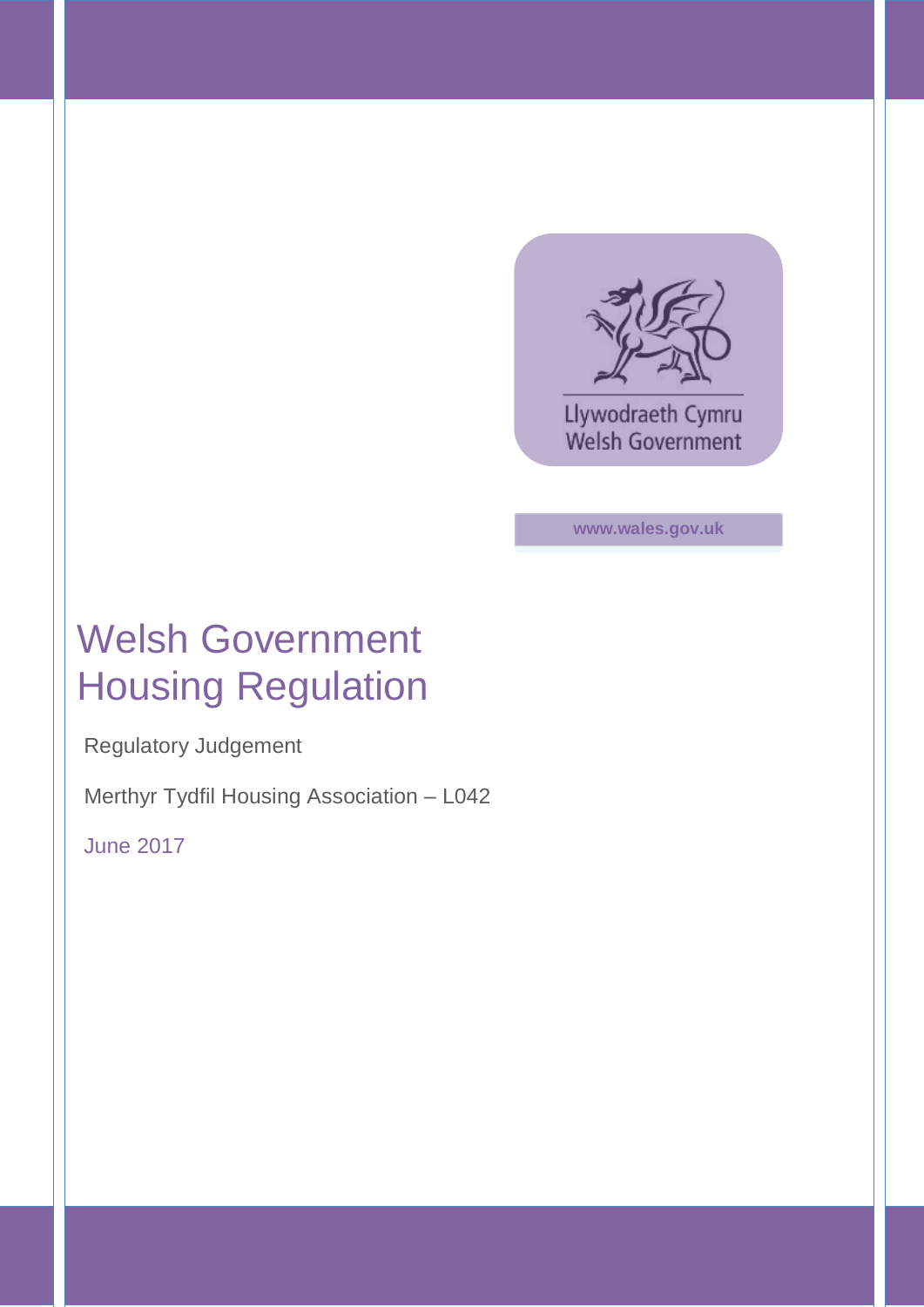Llywodraeth Cymru
Welsh Government

www.wales.gov.uk

# Welsh Government Housing Regulation

Regulatory Judgement

Merthyr Tydfil Housing Association – L042

June 2017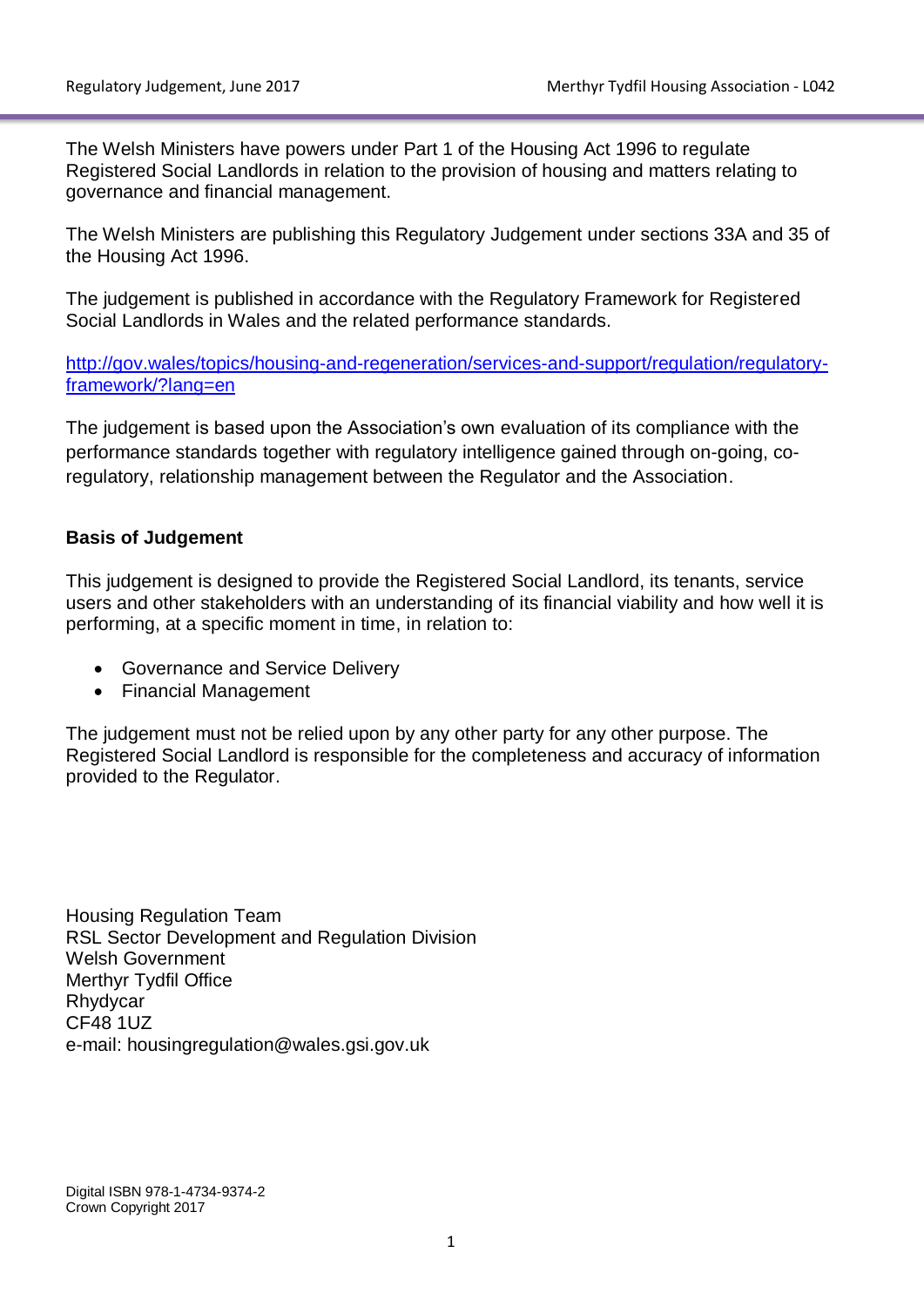The Welsh Ministers have powers under Part 1 of the Housing Act 1996 to regulate Registered Social Landlords in relation to the provision of housing and matters relating to governance and financial management.

The Welsh Ministers are publishing this Regulatory Judgement under sections 33A and 35 of the Housing Act 1996.

The judgement is published in accordance with the Regulatory Framework for Registered Social Landlords in Wales and the related performance standards.

[http://gov.wales/topics/housing-and-regeneration/services-and-support/regulation/regulatory-framework/?lang=en](http://gov.wales/topics/housing-and-regeneration/services-and-support/regulation/regulatory-framework/?lang=en)

The judgement is based upon the Association's own evaluation of its compliance with the performance standards together with regulatory intelligence gained through on-going, co-regulatory, relationship management between the Regulator and the Association.

**Basis of Judgement**

This judgement is designed to provide the Registered Social Landlord, its tenants, service users and other stakeholders with an understanding of its financial viability and how well it is performing, at a specific moment in time, in relation to:

- Governance and Service Delivery
- Financial Management

The judgement must not be relied upon by any other party for any other purpose. The Registered Social Landlord is responsible for the completeness and accuracy of information provided to the Regulator.

Housing Regulation Team
RSL Sector Development and Regulation Division
Welsh Government
Merthyr Tydfil Office
Rhydycar
CF48 1UZ
e-mail: housingregulation@wales.gsi.gov.uk

Digital ISBN 978-1-4734-9374-2
Crown Copyright 2017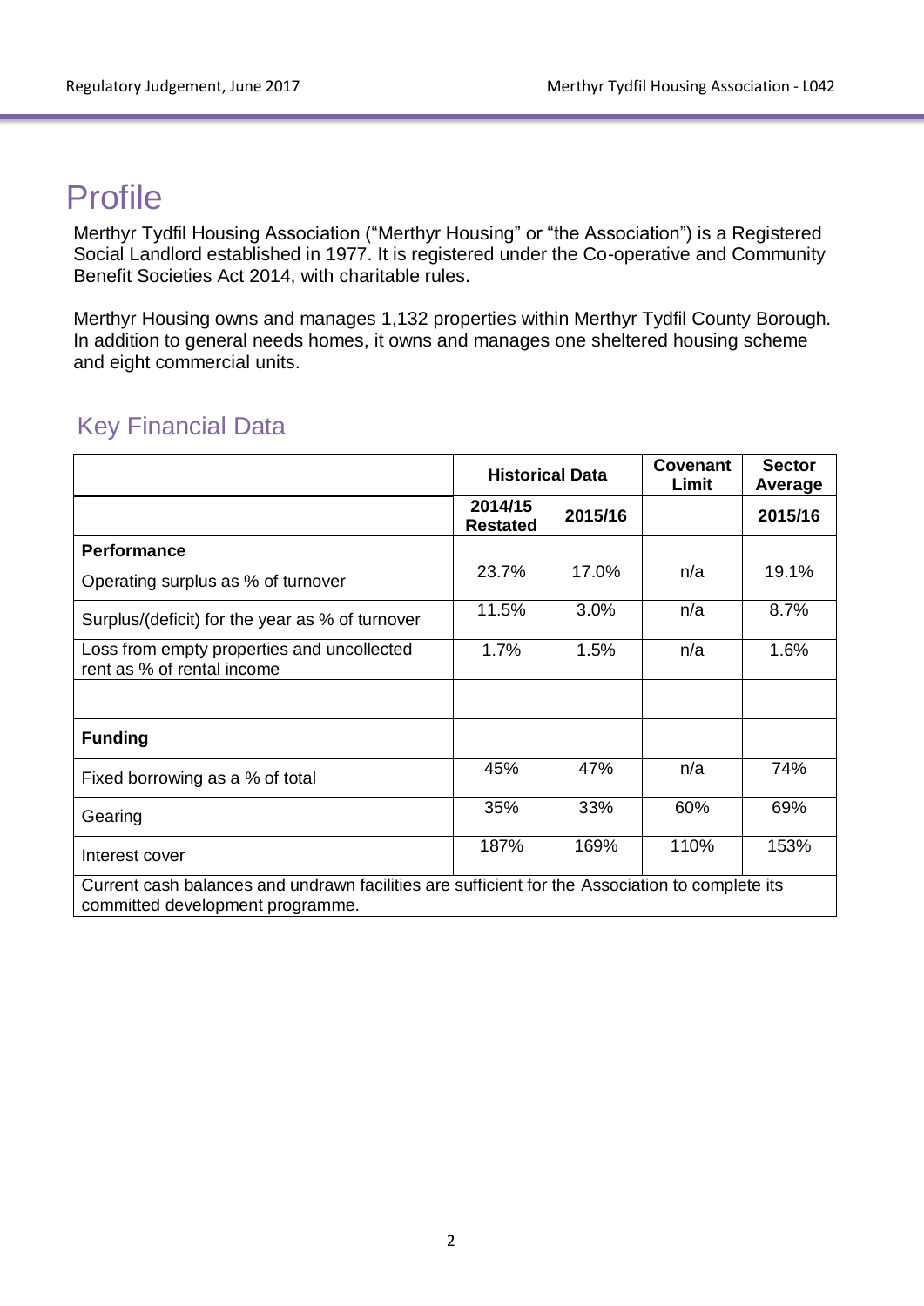# Profile

Merthyr Tydfil Housing Association ("Merthyr Housing" or "the Association") is a Registered Social Landlord established in 1977. It is registered under the Co-operative and Community Benefit Societies Act 2014, with charitable rules.

Merthyr Housing owns and manages 1,132 properties within Merthyr Tydfil County Borough. In addition to general needs homes, it owns and manages one sheltered housing scheme and eight commercial units.

## Key Financial Data

| | Historical Data | | Covenant Limit | Sector Average |
|---|---|---|---|---|
| | 2014/15 Restated | 2015/16 | | 2015/16 |
| **Performance** | | | | |
| Operating surplus as % of turnover | 23.7% | 17.0% | n/a | 19.1% |
| Surplus/(deficit) for the year as % of turnover | 11.5% | 3.0% | n/a | 8.7% |
| Loss from empty properties and uncollected rent as % of rental income | 1.7% | 1.5% | n/a | 1.6% |
| | | | | |
| **Funding** | | | | |
| Fixed borrowing as a % of total | 45% | 47% | n/a | 74% |
| Gearing | 35% | 33% | 60% | 69% |
| Interest cover | 187% | 169% | 110% | 153% |
| Current cash balances and undrawn facilities are sufficient for the Association to complete its committed development programme. | | | | |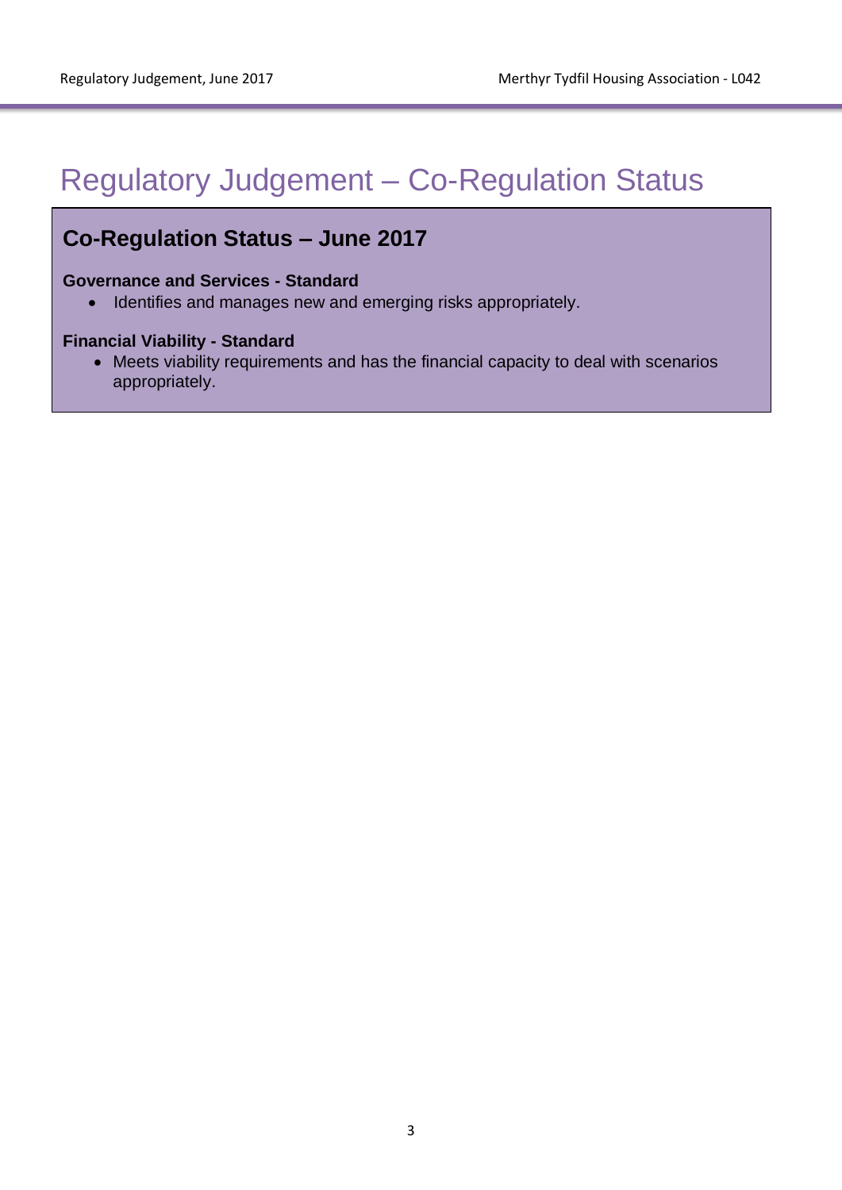# Regulatory Judgement – Co-Regulation Status

## Co-Regulation Status – June 2017

**Governance and Services - Standard**

- Identifies and manages new and emerging risks appropriately.

**Financial Viability - Standard**

- Meets viability requirements and has the financial capacity to deal with scenarios appropriately.